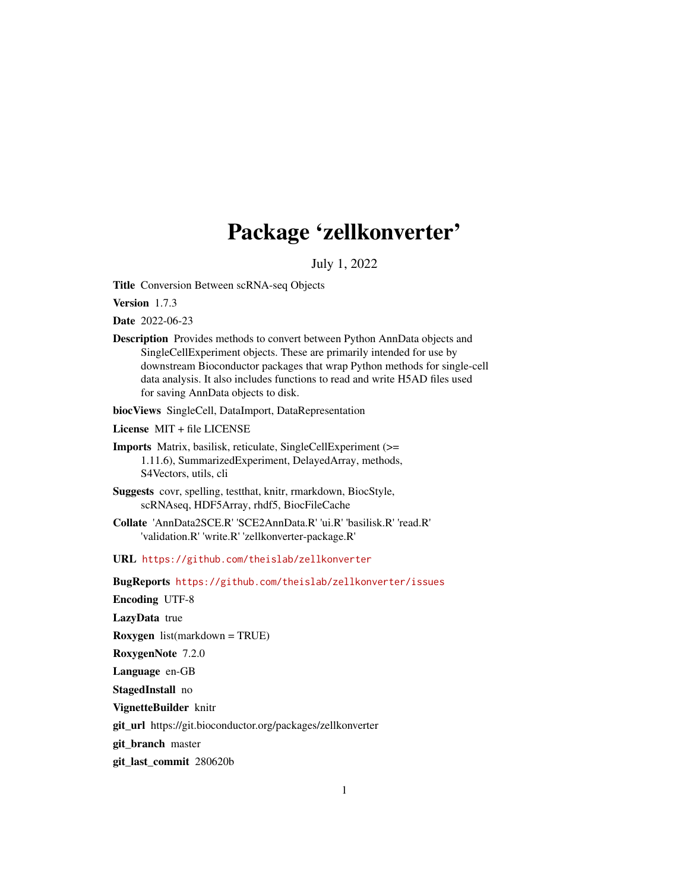# Package 'zellkonverter'

July 1, 2022

**Title** Conversion Between scRNA-seq Objects

**Version** 1.7.3

**Date** 2022-06-23

**Description** Provides methods to convert between Python AnnData objects and SingleCellExperiment objects. These are primarily intended for use by downstream Bioconductor packages that wrap Python methods for single-cell data analysis. It also includes functions to read and write H5AD files used for saving AnnData objects to disk.

**biocViews** SingleCell, DataImport, DataRepresentation

**License** MIT + file LICENSE

**Imports** Matrix, basilisk, reticulate, SingleCellExperiment (>= 1.11.6), SummarizedExperiment, DelayedArray, methods, S4Vectors, utils, cli

**Suggests** covr, spelling, testthat, knitr, rmarkdown, BiocStyle, scRNAseq, HDF5Array, rhdf5, BiocFileCache

**Collate** 'AnnData2SCE.R' 'SCE2AnnData.R' 'ui.R' 'basilisk.R' 'read.R' 'validation.R' 'write.R' 'zellkonverter-package.R'

**URL** https://github.com/theislab/zellkonverter

**BugReports** https://github.com/theislab/zellkonverter/issues

**Encoding** UTF-8

**LazyData** true

**Roxygen** list(markdown = TRUE)

**RoxygenNote** 7.2.0

**Language** en-GB

**StagedInstall** no

**VignetteBuilder** knitr

**git_url** https://git.bioconductor.org/packages/zellkonverter

**git_branch** master

**git_last_commit** 280620b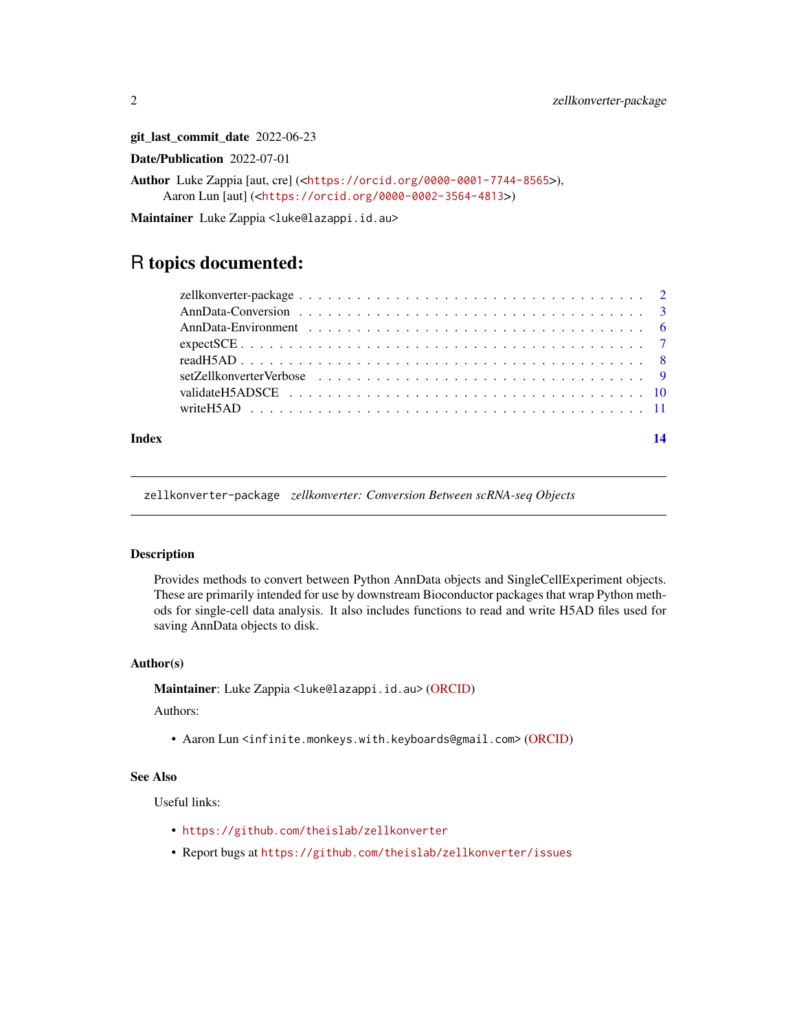**git_last_commit_date** 2022-06-23

**Date/Publication** 2022-07-01

**Author** Luke Zappia [aut, cre] (<https://orcid.org/0000-0001-7744-8565>), Aaron Lun [aut] (<https://orcid.org/0000-0002-3564-4813>)

**Maintainer** Luke Zappia <luke@lazappi.id.au>

# R topics documented:

- zellkonverter-package . . . . . . . . . . . . . . . . . . . . . . . . . . . . . . . . . . . 2
- AnnData-Conversion . . . . . . . . . . . . . . . . . . . . . . . . . . . . . . . . . . . 3
- AnnData-Environment . . . . . . . . . . . . . . . . . . . . . . . . . . . . . . . . . . 6
- expectSCE . . . . . . . . . . . . . . . . . . . . . . . . . . . . . . . . . . . . . . . . 7
- readH5AD . . . . . . . . . . . . . . . . . . . . . . . . . . . . . . . . . . . . . . . . 8
- setZellkonverterVerbose . . . . . . . . . . . . . . . . . . . . . . . . . . . . . . . . 9
- validateH5ADSCE . . . . . . . . . . . . . . . . . . . . . . . . . . . . . . . . . . . 10
- writeH5AD . . . . . . . . . . . . . . . . . . . . . . . . . . . . . . . . . . . . . . . 11

**Index** 14

---

`zellkonverter-package` *zellkonverter: Conversion Between scRNA-seq Objects*

---

### Description

Provides methods to convert between Python AnnData objects and SingleCellExperiment objects. These are primarily intended for use by downstream Bioconductor packages that wrap Python methods for single-cell data analysis. It also includes functions to read and write H5AD files used for saving AnnData objects to disk.

### Author(s)

**Maintainer**: Luke Zappia <luke@lazappi.id.au> (ORCID)

Authors:

- Aaron Lun <infinite.monkeys.with.keyboards@gmail.com> (ORCID)

### See Also

Useful links:

- https://github.com/theislab/zellkonverter
- Report bugs at https://github.com/theislab/zellkonverter/issues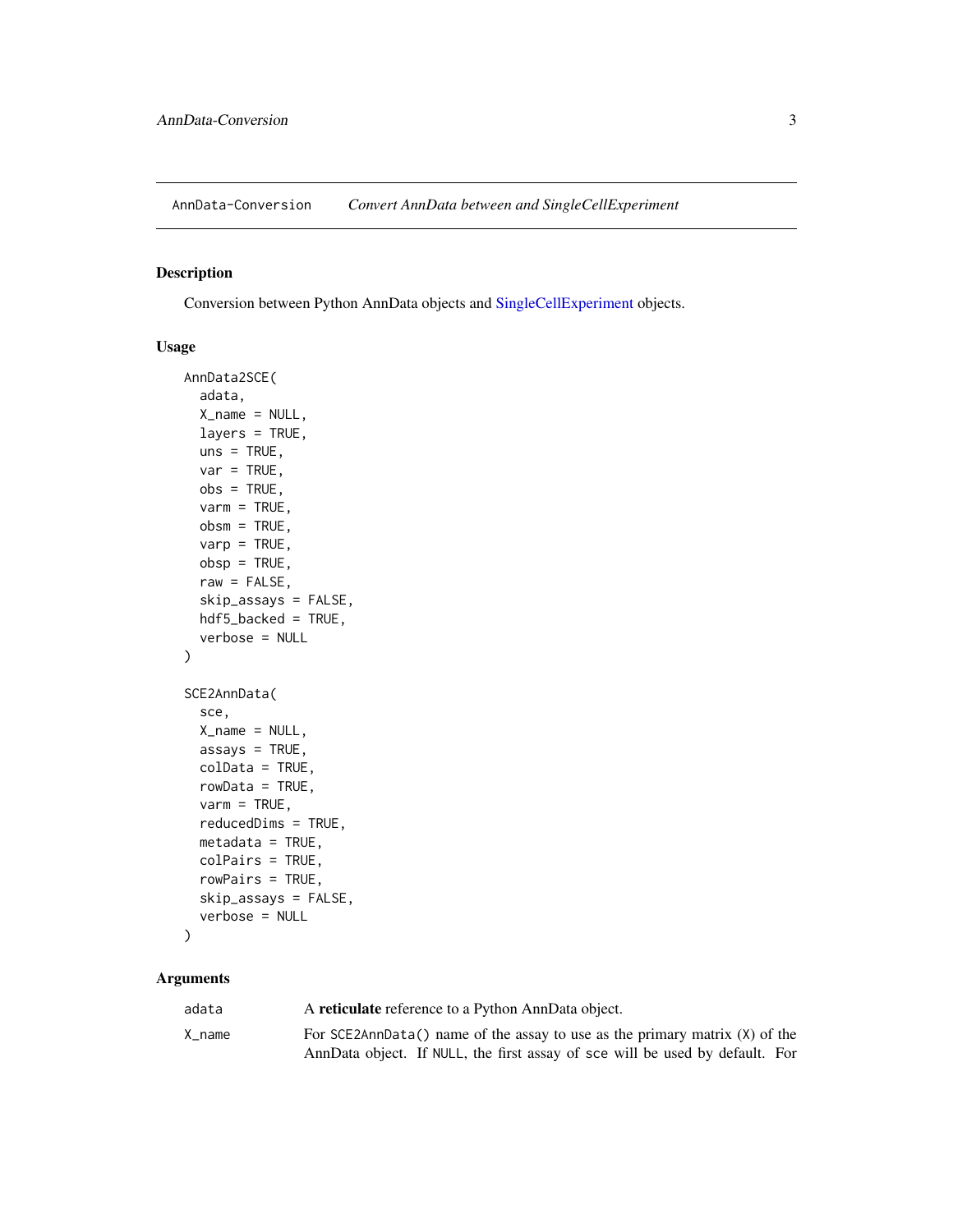AnnData-Conversion *Convert AnnData between and SingleCellExperiment*

## Description

Conversion between Python AnnData objects and SingleCellExperiment objects.

## Usage

```
AnnData2SCE(
  adata,
  X_name = NULL,
  layers = TRUE,
  uns = TRUE,
  var = TRUE,
  obs = TRUE,
  varm = TRUE,
  obsm = TRUE,
  varp = TRUE,
  obsp = TRUE,
  raw = FALSE,
  skip_assays = FALSE,
  hdf5_backed = TRUE,
  verbose = NULL
)

SCE2AnnData(
  sce,
  X_name = NULL,
  assays = TRUE,
  colData = TRUE,
  rowData = TRUE,
  varm = TRUE,
  reducedDims = TRUE,
  metadata = TRUE,
  colPairs = TRUE,
  rowPairs = TRUE,
  skip_assays = FALSE,
  verbose = NULL
)
```

## Arguments

`adata` A **reticulate** reference to a Python AnnData object.

`X_name` For `SCE2AnnData()` name of the assay to use as the primary matrix (`X`) of the AnnData object. If `NULL`, the first assay of `sce` will be used by default. For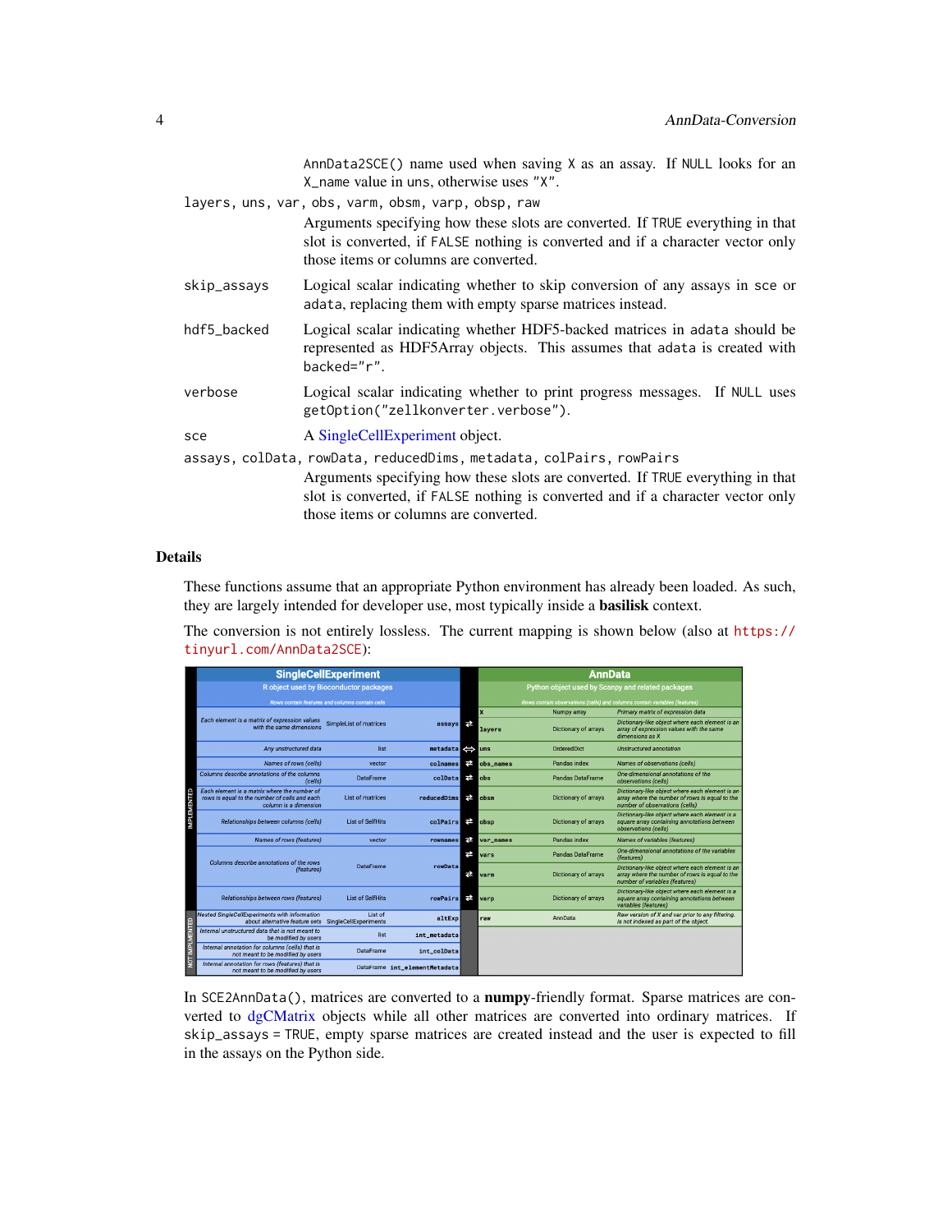AnnData2SCE() name used when saving X as an assay. If NULL looks for an X_name value in uns, otherwise uses "X".

layers, uns, var, obs, varm, obsm, varp, obsp, raw
: Arguments specifying how these slots are converted. If TRUE everything in that slot is converted, if FALSE nothing is converted and if a character vector only those items or columns are converted.

skip_assays
: Logical scalar indicating whether to skip conversion of any assays in sce or adata, replacing them with empty sparse matrices instead.

hdf5_backed
: Logical scalar indicating whether HDF5-backed matrices in adata should be represented as HDF5Array objects. This assumes that adata is created with backed="r".

verbose
: Logical scalar indicating whether to print progress messages. If NULL uses getOption("zellkonverter.verbose").

sce
: A SingleCellExperiment object.

assays, colData, rowData, reducedDims, metadata, colPairs, rowPairs
: Arguments specifying how these slots are converted. If TRUE everything in that slot is converted, if FALSE nothing is converted and if a character vector only those items or columns are converted.

## Details

These functions assume that an appropriate Python environment has already been loaded. As such, they are largely intended for developer use, most typically inside a **basilisk** context.

The conversion is not entirely lossless. The current mapping is shown below (also at https://tinyurl.com/AnnData2SCE):

| | SingleCellExperiment (R object used by Bioconductor packages; Rows contain features and columns contain cells) | | | | AnnData (Python object used by Scanpy and related packages; Rows contain observations (cells) and columns contain variables (features)) | | |
|---|---|---|---|---|---|---|---|
| IMPLEMENTED | Each element is a matrix of expression values with the same dimensions | SimpleList of matrices | assays | ⇄ | X | Numpy array | Primary matrix of expression data |
| | | | | | layers | Dictionary of arrays | Dictionary-like object where each element is an array of expression values with the same dimensions as X |
| | Any unstructured data | list | metadata | ⇔ | uns | OrderedDict | Unstructured annotation |
| | Names of rows (cells) | vector | colnames | ⇄ | obs_names | Pandas index | Names of observations (cells) |
| | Columns describe annotations of the columns (cells) | DataFrame | colData | ⇄ | obs | Pandas DataFrame | One-dimensional annotations of the observations (cells) |
| | Each element is a matrix where the number of rows is equal to the number of cells and each column is a dimension | List of matrices | reducedDims | ⇄ | obsm | Dictionary of arrays | Dictionary-like object where each element is an array where the number of rows is equal to the number of observations (cells) |
| | Relationships between columns (cells) | List of SelfHits | colPairs | ⇄ | obsp | Dictionary of arrays | Dictionary-like object where each element is a square array containing annotations between observations (cells) |
| | Names of rows (features) | vector | rownames | ⇄ | var_names | Pandas index | Names of variables (features) |
| | Columns describe annotations of the rows (features) | DataFrame | rowData | ⇄ | vars | Pandas DataFrame | One-dimensional annotations of the variables (features) |
| | | | | ⇄ | varm | Dictionary of arrays | Dictionary-like object where each element is an array where the number of rows is equal to the number of variables (features) |
| | Relationships between rows (features) | List of SelfHits | rowPairs | ⇄ | varp | Dictionary of arrays | Dictionary-like object where each element is a square array containing annotations between variables (features) |
| NOT IMPLEMENTED | Nested SingleCellExperiments with information about alternative feature sets | List of SingleCellExperiments | altExp | | raw | AnnData | Raw version of X and var prior to any filtering. Is not indexed as part of the object. |
| | Internal unstructured data that is not meant to be modified by users | list | int_metadata | | | | |
| | Internal annotation for columns (cells) that is not meant to be modified by users | DataFrame | int_colData | | | | |
| | Internal annotation for rows (features) that is not meant to be modified by users | DataFrame | int_elementMetadata | | | | |

In SCE2AnnData(), matrices are converted to a **numpy**-friendly format. Sparse matrices are converted to dgCMatrix objects while all other matrices are converted into ordinary matrices. If skip_assays = TRUE, empty sparse matrices are created instead and the user is expected to fill in the assays on the Python side.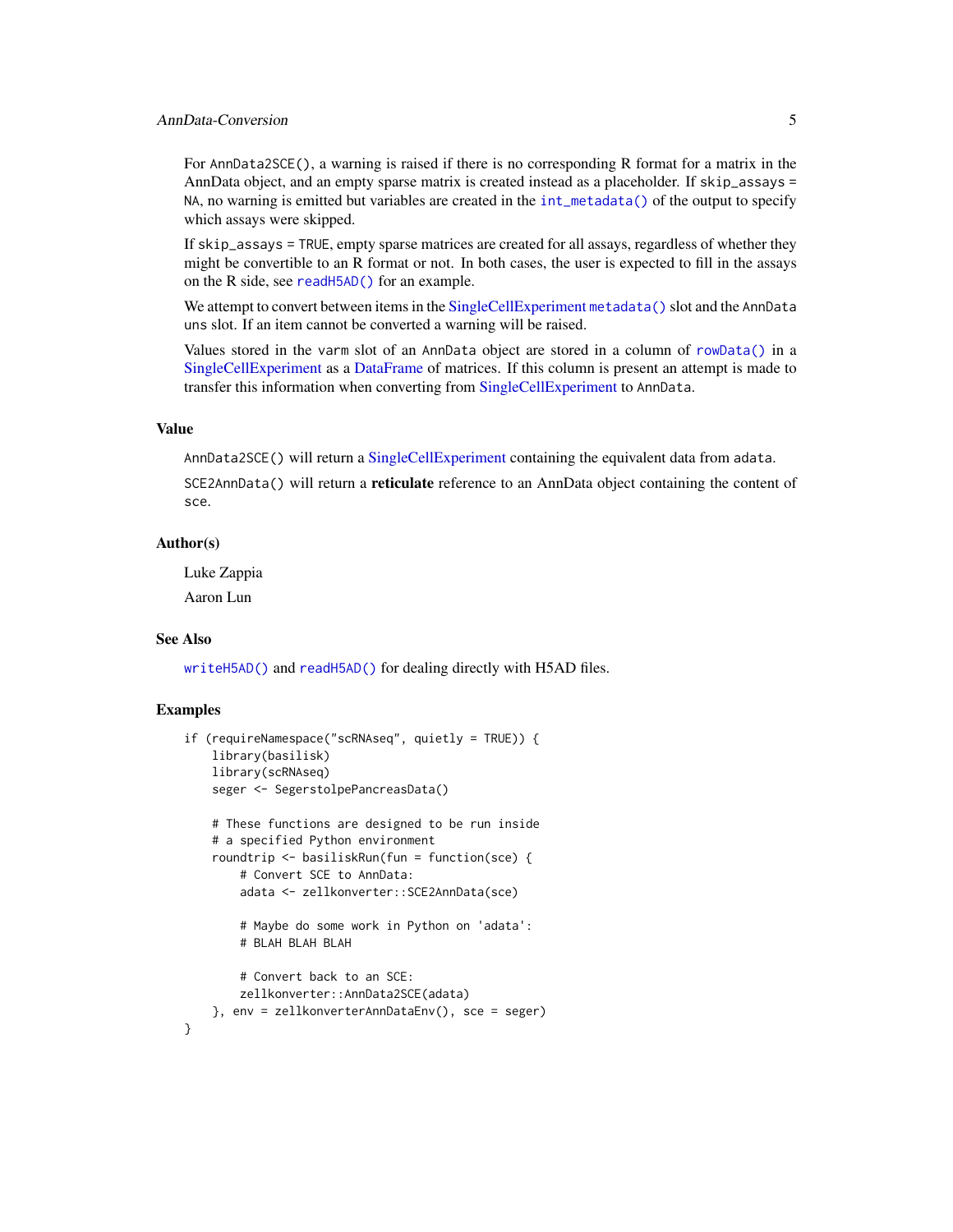For `AnnData2SCE()`, a warning is raised if there is no corresponding R format for a matrix in the AnnData object, and an empty sparse matrix is created instead as a placeholder. If `skip_assays = NA`, no warning is emitted but variables are created in the `int_metadata()` of the output to specify which assays were skipped.

If `skip_assays = TRUE`, empty sparse matrices are created for all assays, regardless of whether they might be convertible to an R format or not. In both cases, the user is expected to fill in the assays on the R side, see `readH5AD()` for an example.

We attempt to convert between items in the SingleCellExperiment `metadata()` slot and the `AnnData` `uns` slot. If an item cannot be converted a warning will be raised.

Values stored in the `varm` slot of an `AnnData` object are stored in a column of `rowData()` in a SingleCellExperiment as a DataFrame of matrices. If this column is present an attempt is made to transfer this information when converting from SingleCellExperiment to `AnnData`.

## Value

`AnnData2SCE()` will return a SingleCellExperiment containing the equivalent data from `adata`.

`SCE2AnnData()` will return a **reticulate** reference to an AnnData object containing the content of `sce`.

## Author(s)

Luke Zappia

Aaron Lun

## See Also

`writeH5AD()` and `readH5AD()` for dealing directly with H5AD files.

## Examples

```
if (requireNamespace("scRNAseq", quietly = TRUE)) {
    library(basilisk)
    library(scRNAseq)
    seger <- SegerstolpePancreasData()

    # These functions are designed to be run inside
    # a specified Python environment
    roundtrip <- basiliskRun(fun = function(sce) {
        # Convert SCE to AnnData:
        adata <- zellkonverter::SCE2AnnData(sce)

        # Maybe do some work in Python on 'adata':
        # BLAH BLAH BLAH

        # Convert back to an SCE:
        zellkonverter::AnnData2SCE(adata)
    }, env = zellkonverterAnnDataEnv(), sce = seger)
}
```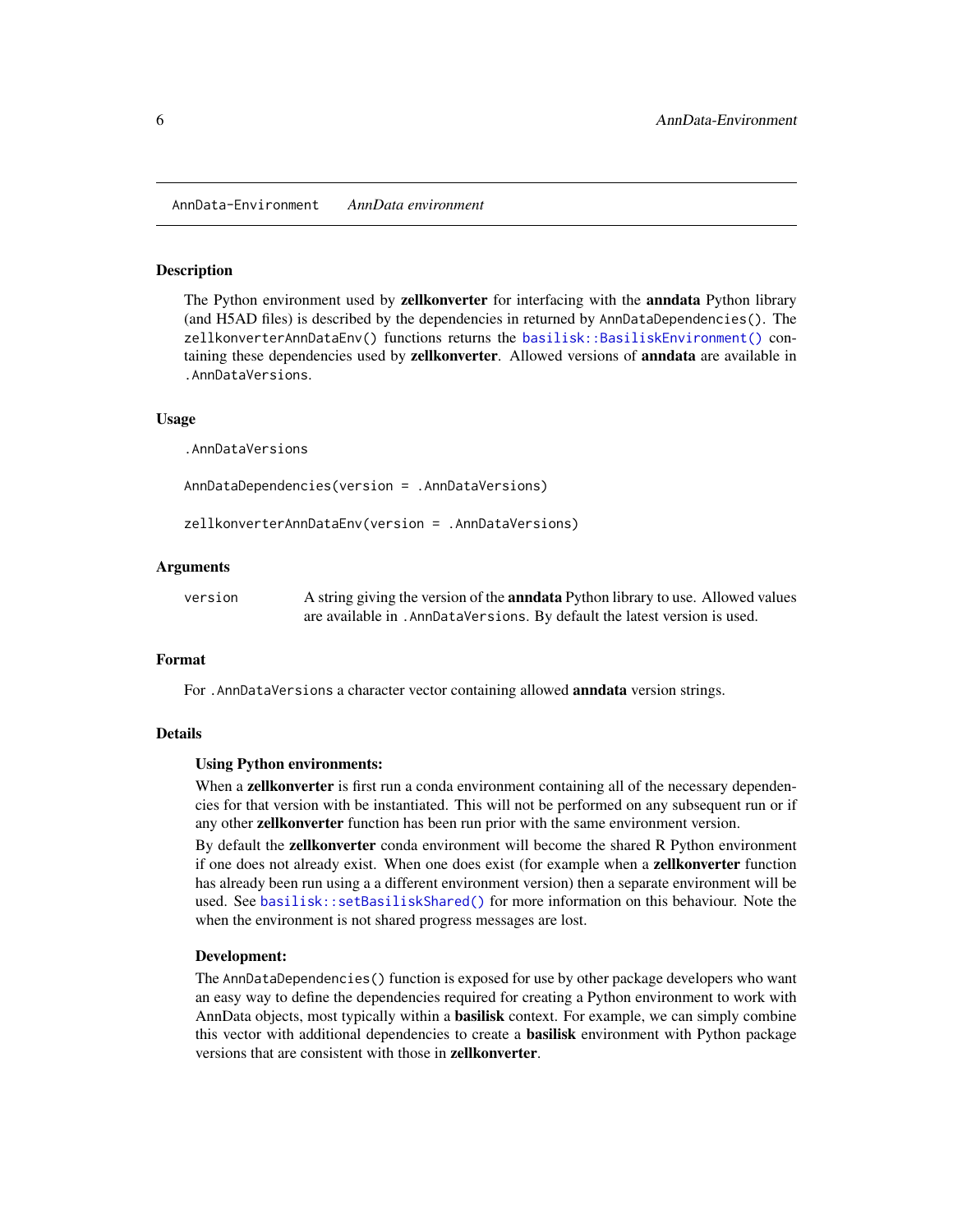AnnData-Environment &emsp; *AnnData environment*

## Description

The Python environment used by **zellkonverter** for interfacing with the **anndata** Python library (and H5AD files) is described by the dependencies in returned by `AnnDataDependencies()`. The `zellkonverterAnnDataEnv()` functions returns the `basilisk::BasiliskEnvironment()` containing these dependencies used by **zellkonverter**. Allowed versions of **anndata** are available in `.AnnDataVersions`.

## Usage

```
.AnnDataVersions

AnnDataDependencies(version = .AnnDataVersions)

zellkonverterAnnDataEnv(version = .AnnDataVersions)
```

## Arguments

| | |
|---|---|
| `version` | A string giving the version of the **anndata** Python library to use. Allowed values are available in `.AnnDataVersions`. By default the latest version is used. |

## Format

For `.AnnDataVersions` a character vector containing allowed **anndata** version strings.

## Details

### Using Python environments:

When a **zellkonverter** is first run a conda environment containing all of the necessary dependencies for that version with be instantiated. This will not be performed on any subsequent run or if any other **zellkonverter** function has been run prior with the same environment version.

By default the **zellkonverter** conda environment will become the shared R Python environment if one does not already exist. When one does exist (for example when a **zellkonverter** function has already been run using a a different environment version) then a separate environment will be used. See `basilisk::setBasiliskShared()` for more information on this behaviour. Note the when the environment is not shared progress messages are lost.

### Development:

The `AnnDataDependencies()` function is exposed for use by other package developers who want an easy way to define the dependencies required for creating a Python environment to work with AnnData objects, most typically within a **basilisk** context. For example, we can simply combine this vector with additional dependencies to create a **basilisk** environment with Python package versions that are consistent with those in **zellkonverter**.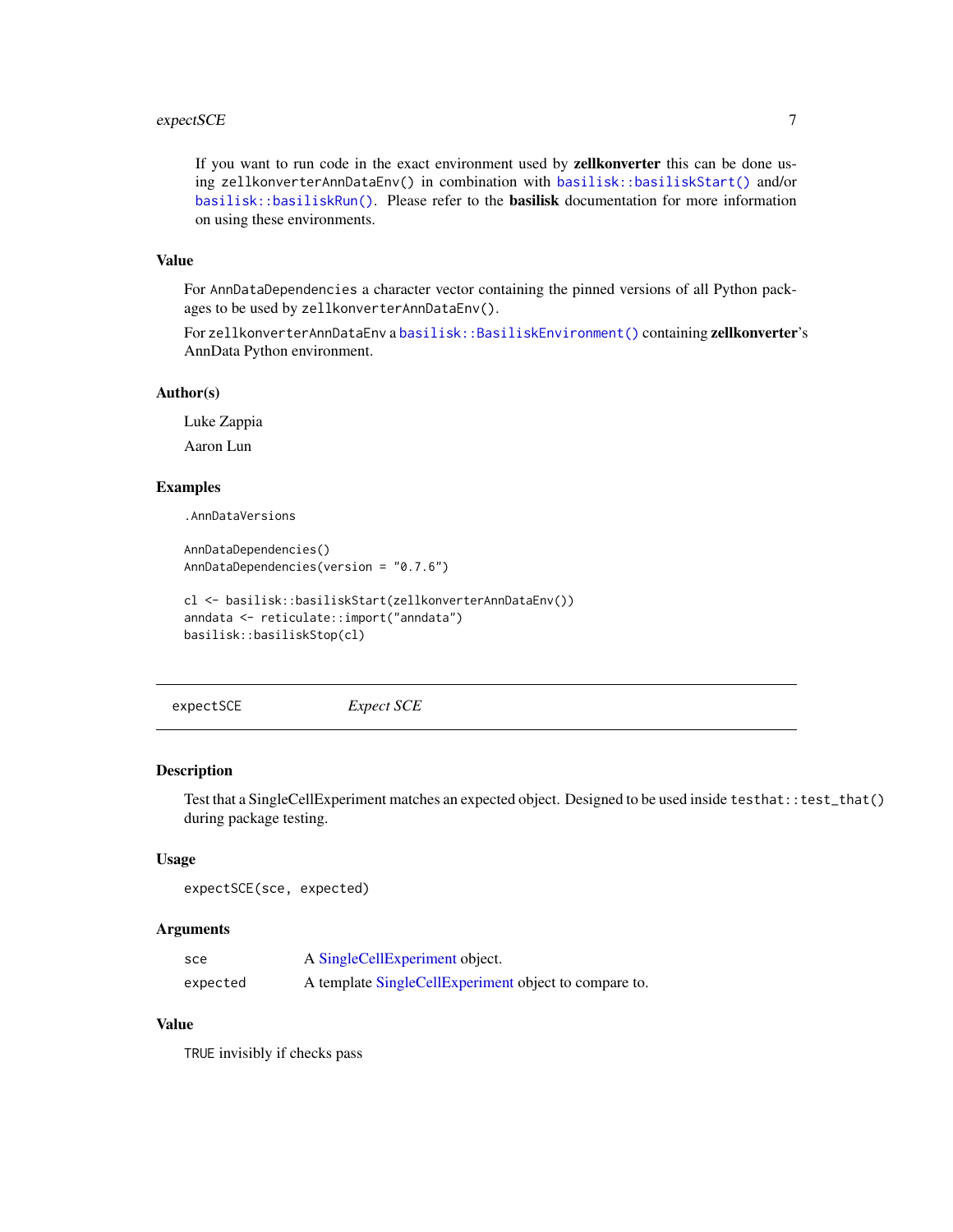If you want to run code in the exact environment used by **zellkonverter** this can be done using `zellkonverterAnnDataEnv()` in combination with `basilisk::basiliskStart()` and/or `basilisk::basiliskRun()`. Please refer to the **basilisk** documentation for more information on using these environments.

### Value

For `AnnDataDependencies` a character vector containing the pinned versions of all Python packages to be used by `zellkonverterAnnDataEnv()`.

For `zellkonverterAnnDataEnv` a `basilisk::BasiliskEnvironment()` containing **zellkonverter**'s AnnData Python environment.

### Author(s)

Luke Zappia

Aaron Lun

### Examples

```
.AnnDataVersions

AnnDataDependencies()
AnnDataDependencies(version = "0.7.6")

cl <- basilisk::basiliskStart(zellkonverterAnnDataEnv())
anndata <- reticulate::import("anndata")
basilisk::basiliskStop(cl)
```

---

## expectSCE *Expect SCE*

---

### Description

Test that a SingleCellExperiment matches an expected object. Designed to be used inside `testthat::test_that()` during package testing.

### Usage

```
expectSCE(sce, expected)
```

### Arguments

| | |
|---|---|
| `sce` | A SingleCellExperiment object. |
| `expected` | A template SingleCellExperiment object to compare to. |

### Value

`TRUE` invisibly if checks pass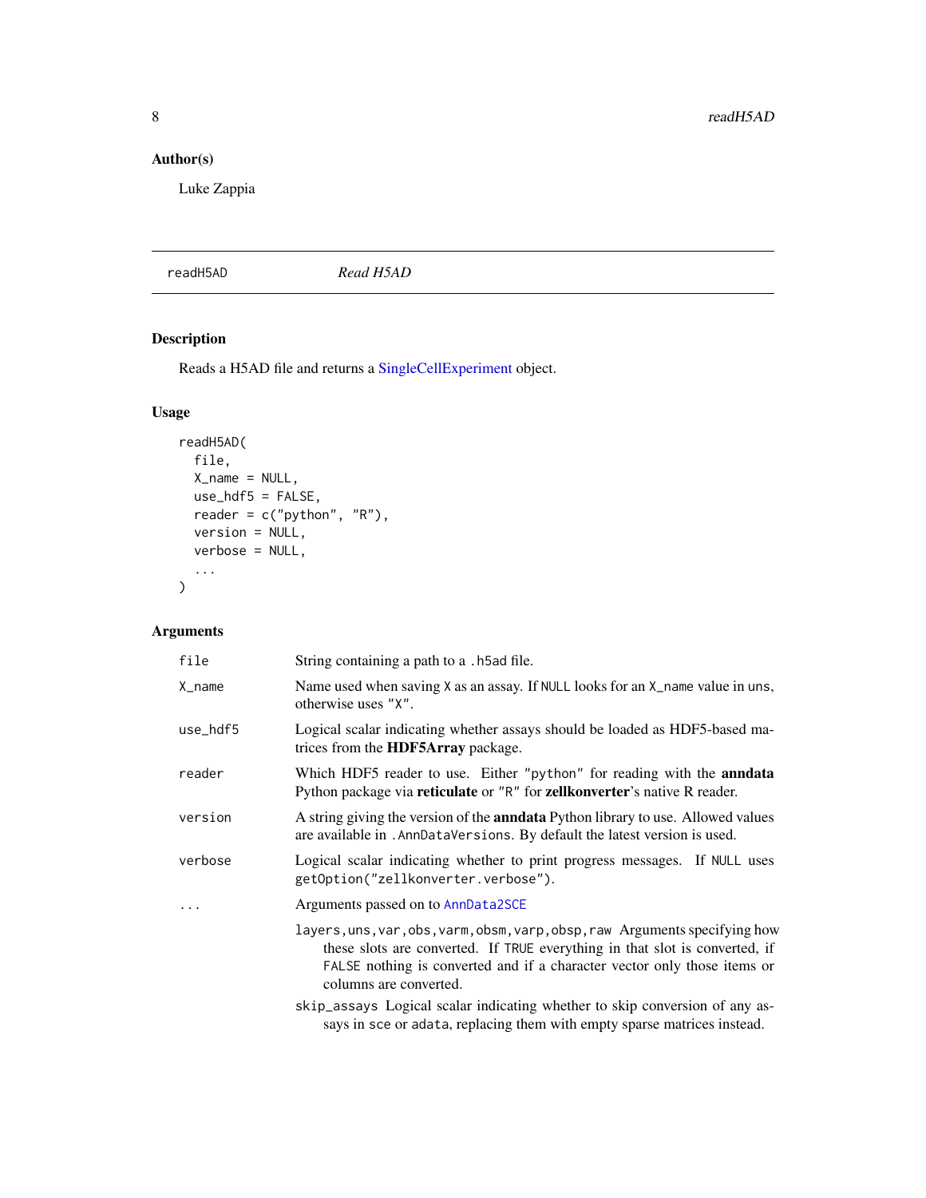## Author(s)

Luke Zappia

---

readH5AD *Read H5AD*

---

## Description

Reads a H5AD file and returns a SingleCellExperiment object.

## Usage

```
readH5AD(
  file,
  X_name = NULL,
  use_hdf5 = FALSE,
  reader = c("python", "R"),
  version = NULL,
  verbose = NULL,
  ...
)
```

## Arguments

| | |
|---|---|
| `file` | String containing a path to a `.h5ad` file. |
| `X_name` | Name used when saving `X` as an assay. If `NULL` looks for an `X_name` value in `uns`, otherwise uses `"X"`. |
| `use_hdf5` | Logical scalar indicating whether assays should be loaded as HDF5-based matrices from the **HDF5Array** package. |
| `reader` | Which HDF5 reader to use. Either `"python"` for reading with the **anndata** Python package via **reticulate** or `"R"` for **zellkonverter**'s native R reader. |
| `version` | A string giving the version of the **anndata** Python library to use. Allowed values are available in `.AnnDataVersions`. By default the latest version is used. |
| `verbose` | Logical scalar indicating whether to print progress messages. If `NULL` uses `getOption("zellkonverter.verbose")`. |
| `...` | Arguments passed on to `AnnData2SCE`<br>`layers,uns,var,obs,varm,obsm,varp,obsp,raw` Arguments specifying how these slots are converted. If `TRUE` everything in that slot is converted, if `FALSE` nothing is converted and if a character vector only those items or columns are converted.<br>`skip_assays` Logical scalar indicating whether to skip conversion of any assays in `sce` or `adata`, replacing them with empty sparse matrices instead. |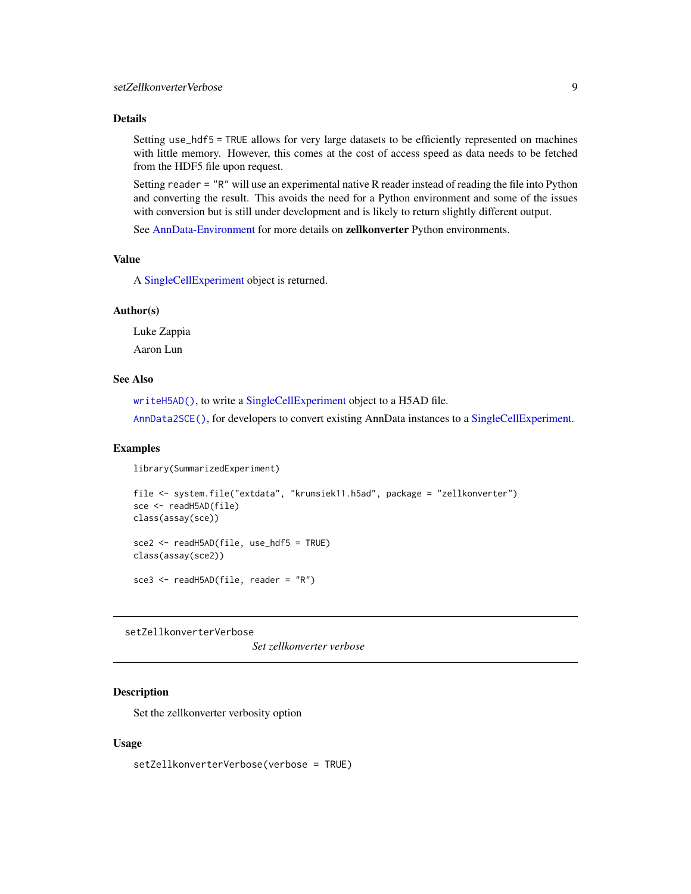## Details

Setting `use_hdf5 = TRUE` allows for very large datasets to be efficiently represented on machines with little memory. However, this comes at the cost of access speed as data needs to be fetched from the HDF5 file upon request.

Setting `reader = "R"` will use an experimental native R reader instead of reading the file into Python and converting the result. This avoids the need for a Python environment and some of the issues with conversion but is still under development and is likely to return slightly different output.

See AnnData-Environment for more details on **zellkonverter** Python environments.

## Value

A SingleCellExperiment object is returned.

## Author(s)

Luke Zappia

Aaron Lun

## See Also

`writeH5AD()`, to write a SingleCellExperiment object to a H5AD file.

`AnnData2SCE()`, for developers to convert existing AnnData instances to a SingleCellExperiment.

## Examples

```
library(SummarizedExperiment)

file <- system.file("extdata", "krumsiek11.h5ad", package = "zellkonverter")
sce <- readH5AD(file)
class(assay(sce))

sce2 <- readH5AD(file, use_hdf5 = TRUE)
class(assay(sce2))

sce3 <- readH5AD(file, reader = "R")
```

---

# setZellkonverterVerbose

*Set zellkonverter verbose*

## Description

Set the zellkonverter verbosity option

## Usage

```
setZellkonverterVerbose(verbose = TRUE)
```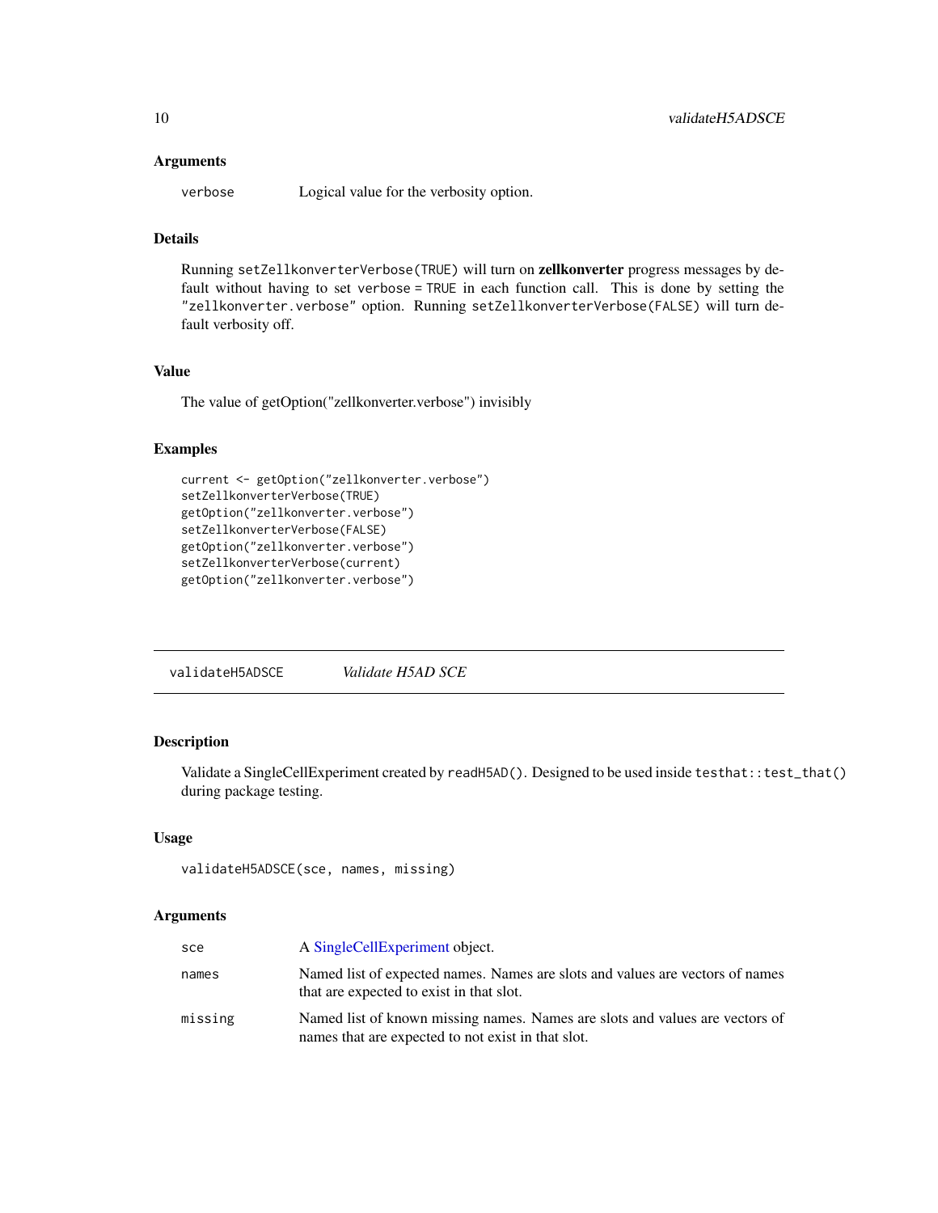## Arguments

| | |
|---|---|
| `verbose` | Logical value for the verbosity option. |

## Details

Running `setZellkonverterVerbose(TRUE)` will turn on **zellkonverter** progress messages by default without having to set `verbose = TRUE` in each function call. This is done by setting the `"zellkonverter.verbose"` option. Running `setZellkonverterVerbose(FALSE)` will turn default verbosity off.

## Value

The value of getOption("zellkonverter.verbose") invisibly

## Examples

```
current <- getOption("zellkonverter.verbose")
setZellkonverterVerbose(TRUE)
getOption("zellkonverter.verbose")
setZellkonverterVerbose(FALSE)
getOption("zellkonverter.verbose")
setZellkonverterVerbose(current)
getOption("zellkonverter.verbose")
```

---

# validateH5ADSCE *Validate H5AD SCE*

## Description

Validate a SingleCellExperiment created by `readH5AD()`. Designed to be used inside `testthat::test_that()` during package testing.

## Usage

```
validateH5ADSCE(sce, names, missing)
```

## Arguments

| | |
|---|---|
| `sce` | A SingleCellExperiment object. |
| `names` | Named list of expected names. Names are slots and values are vectors of names that are expected to exist in that slot. |
| `missing` | Named list of known missing names. Names are slots and values are vectors of names that are expected to not exist in that slot. |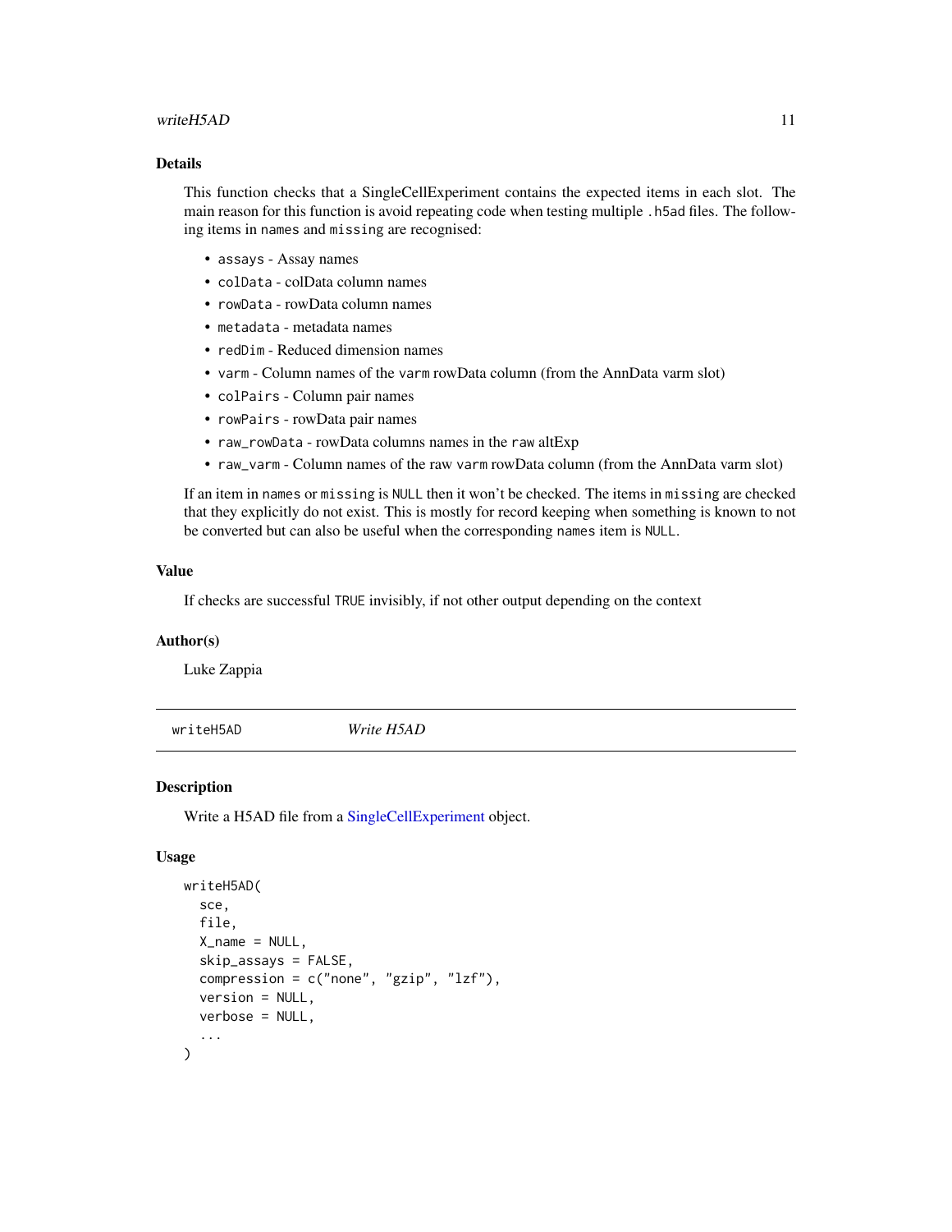### Details

This function checks that a SingleCellExperiment contains the expected items in each slot. The main reason for this function is avoid repeating code when testing multiple `.h5ad` files. The following items in `names` and `missing` are recognised:

- `assays` - Assay names
- `colData` - colData column names
- `rowData` - rowData column names
- `metadata` - metadata names
- `redDim` - Reduced dimension names
- `varm` - Column names of the `varm` rowData column (from the AnnData varm slot)
- `colPairs` - Column pair names
- `rowPairs` - rowData pair names
- `raw_rowData` - rowData columns names in the `raw` altExp
- `raw_varm` - Column names of the raw `varm` rowData column (from the AnnData varm slot)

If an item in `names` or `missing` is `NULL` then it won't be checked. The items in `missing` are checked that they explicitly do not exist. This is mostly for record keeping when something is known to not be converted but can also be useful when the corresponding `names` item is `NULL`.

### Value

If checks are successful `TRUE` invisibly, if not other output depending on the context

### Author(s)

Luke Zappia

---

## writeH5AD — *Write H5AD*

### Description

Write a H5AD file from a SingleCellExperiment object.

### Usage

```
writeH5AD(
  sce,
  file,
  X_name = NULL,
  skip_assays = FALSE,
  compression = c("none", "gzip", "lzf"),
  version = NULL,
  verbose = NULL,
  ...
)
```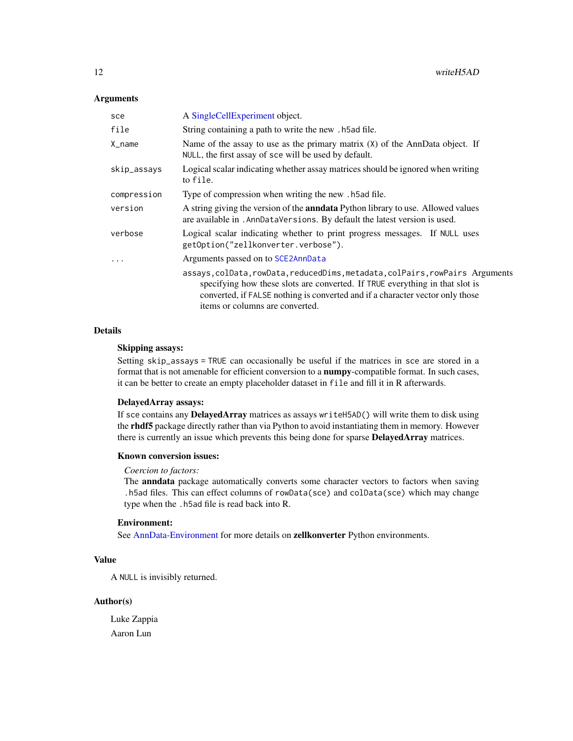## Arguments

| | |
|---|---|
| `sce` | A SingleCellExperiment object. |
| `file` | String containing a path to write the new `.h5ad` file. |
| `X_name` | Name of the assay to use as the primary matrix (`X`) of the AnnData object. If `NULL`, the first assay of `sce` will be used by default. |
| `skip_assays` | Logical scalar indicating whether assay matrices should be ignored when writing to `file`. |
| `compression` | Type of compression when writing the new `.h5ad` file. |
| `version` | A string giving the version of the **anndata** Python library to use. Allowed values are available in `.AnnDataVersions`. By default the latest version is used. |
| `verbose` | Logical scalar indicating whether to print progress messages. If `NULL` uses `getOption("zellkonverter.verbose")`. |
| `...` | Arguments passed on to `SCE2AnnData` |

`assays,colData,rowData,reducedDims,metadata,colPairs,rowPairs` Arguments specifying how these slots are converted. If `TRUE` everything in that slot is converted, if `FALSE` nothing is converted and if a character vector only those items or columns are converted.

## Details

### Skipping assays:

Setting `skip_assays = TRUE` can occasionally be useful if the matrices in `sce` are stored in a format that is not amenable for efficient conversion to a **numpy**-compatible format. In such cases, it can be better to create an empty placeholder dataset in `file` and fill it in R afterwards.

### DelayedArray assays:

If `sce` contains any **DelayedArray** matrices as assays `writeH5AD()` will write them to disk using the **rhdf5** package directly rather than via Python to avoid instantiating them in memory. However there is currently an issue which prevents this being done for sparse **DelayedArray** matrices.

### Known conversion issues:

*Coercion to factors:*

The **anndata** package automatically converts some character vectors to factors when saving `.h5ad` files. This can effect columns of `rowData(sce)` and `colData(sce)` which may change type when the `.h5ad` file is read back into R.

### Environment:

See AnnData-Environment for more details on **zellkonverter** Python environments.

## Value

A `NULL` is invisibly returned.

## Author(s)

Luke Zappia

Aaron Lun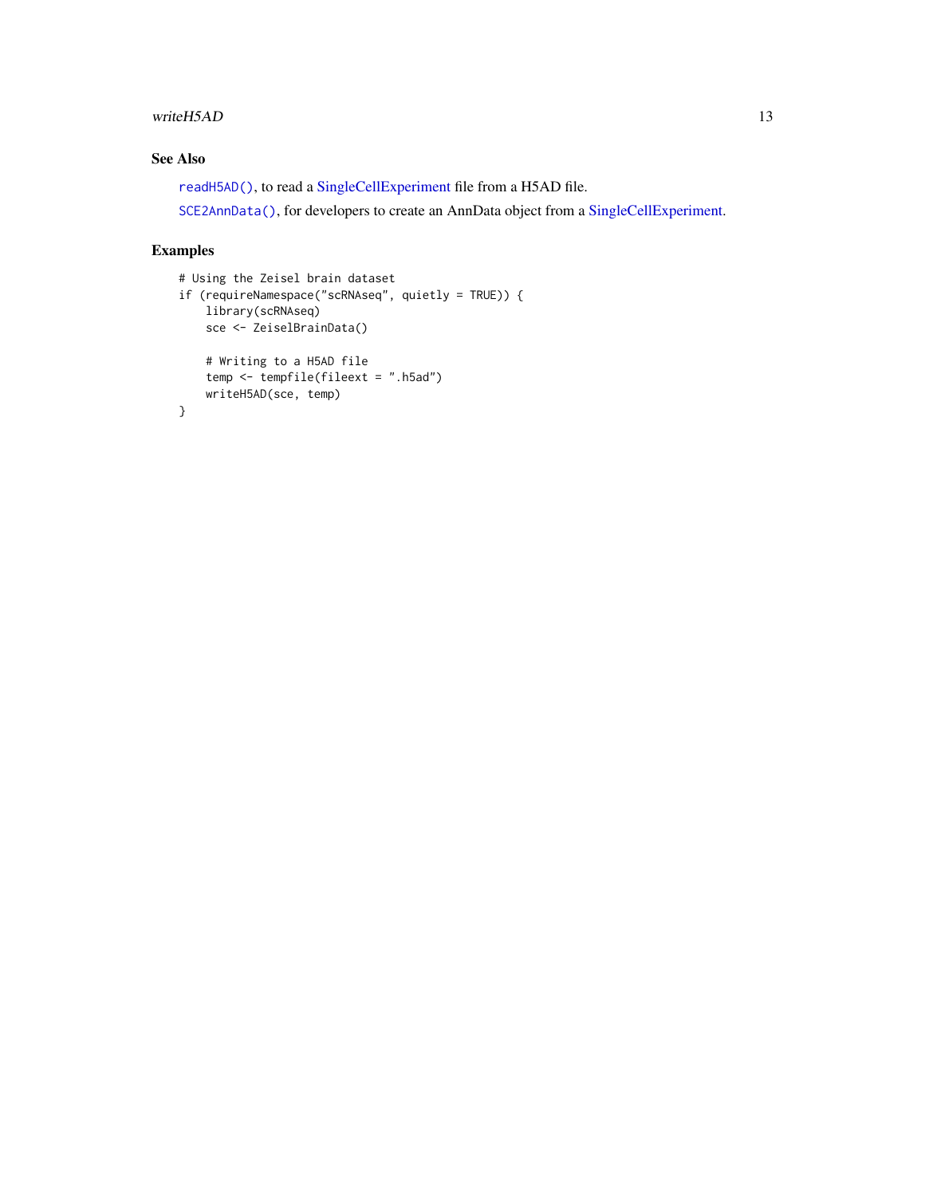## See Also

`readH5AD()`, to read a SingleCellExperiment file from a H5AD file.

`SCE2AnnData()`, for developers to create an AnnData object from a SingleCellExperiment.

## Examples

```
# Using the Zeisel brain dataset
if (requireNamespace("scRNAseq", quietly = TRUE)) {
    library(scRNAseq)
    sce <- ZeiselBrainData()

    # Writing to a H5AD file
    temp <- tempfile(fileext = ".h5ad")
    writeH5AD(sce, temp)
}
```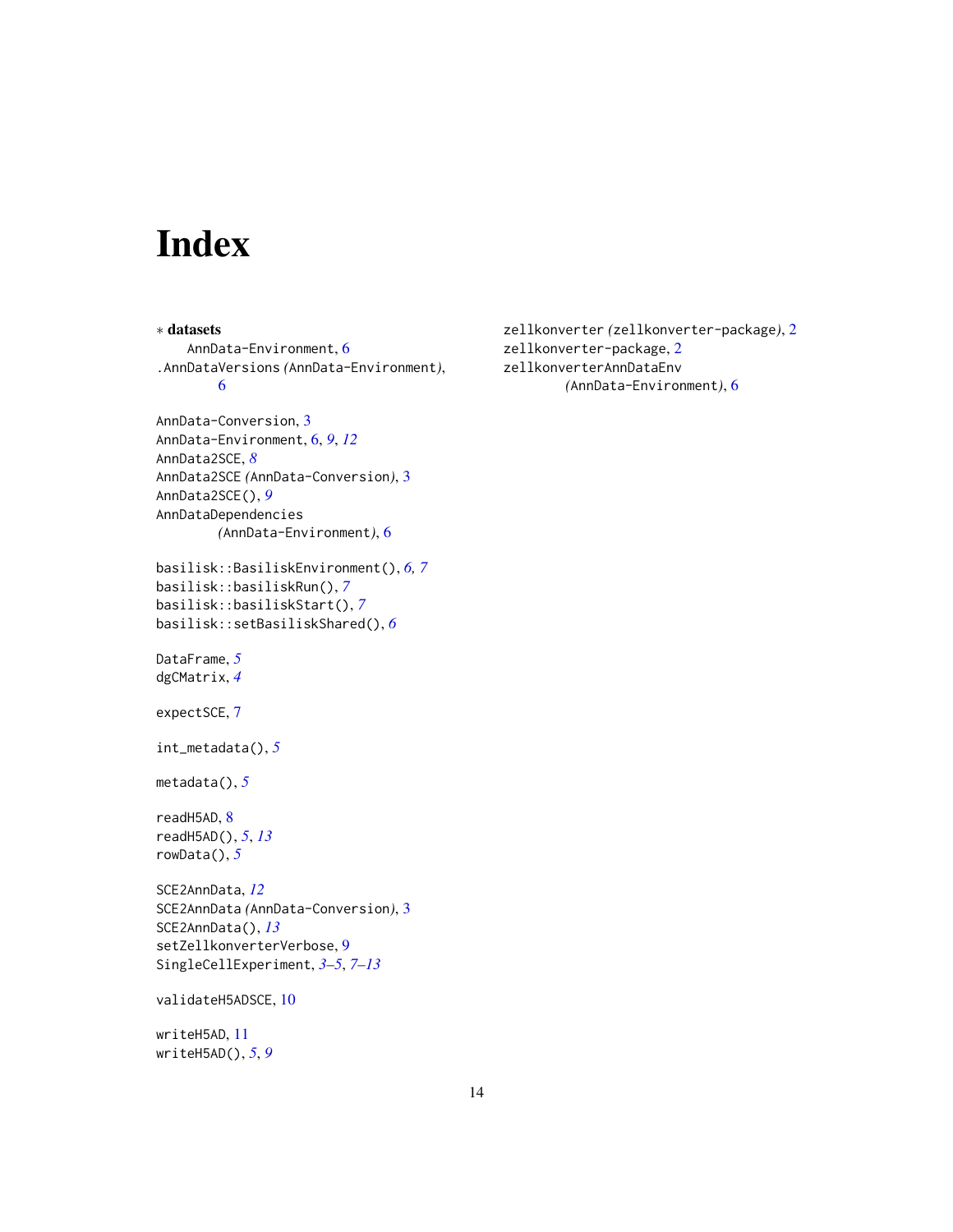# Index

∗ **datasets**
    AnnData-Environment, 6
.AnnDataVersions *(*AnnData-Environment*)*, 6

AnnData-Conversion, 3
AnnData-Environment, 6, *9*, *12*
AnnData2SCE, *8*
AnnData2SCE *(*AnnData-Conversion*)*, 3
AnnData2SCE(), *9*
AnnDataDependencies *(*AnnData-Environment*)*, 6

basilisk::BasiliskEnvironment(), *6, 7*
basilisk::basiliskRun(), *7*
basilisk::basiliskStart(), *7*
basilisk::setBasiliskShared(), *6*

DataFrame, *5*
dgCMatrix, *4*

expectSCE, 7

int_metadata(), *5*

metadata(), *5*

readH5AD, 8
readH5AD(), *5*, *13*
rowData(), *5*

SCE2AnnData, *12*
SCE2AnnData *(*AnnData-Conversion*)*, 3
SCE2AnnData(), *13*
setZellkonverterVerbose, 9
SingleCellExperiment, *3–5*, *7–13*

validateH5ADSCE, 10

writeH5AD, 11
writeH5AD(), *5*, *9*

zellkonverter *(*zellkonverter-package*)*, 2
zellkonverter-package, 2
zellkonverterAnnDataEnv *(*AnnData-Environment*)*, 6